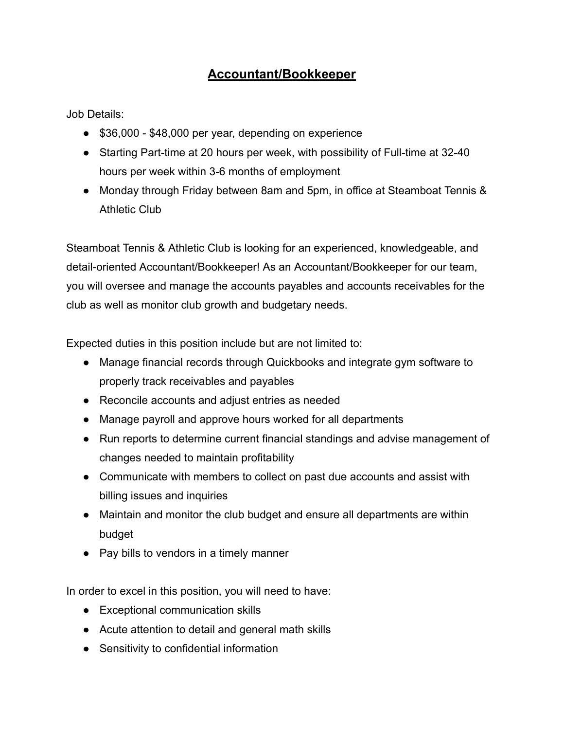# Accountant/Bookkeeper

Job Details:

- $36,000 - $48,000 per year, depending on experience
- Starting Part-time at 20 hours per week, with possibility of Full-time at 32-40 hours per week within 3-6 months of employment
- Monday through Friday between 8am and 5pm, in office at Steamboat Tennis & Athletic Club

Steamboat Tennis & Athletic Club is looking for an experienced, knowledgeable, and detail-oriented Accountant/Bookkeeper! As an Accountant/Bookkeeper for our team, you will oversee and manage the accounts payables and accounts receivables for the club as well as monitor club growth and budgetary needs.

Expected duties in this position include but are not limited to:

- Manage financial records through Quickbooks and integrate gym software to properly track receivables and payables
- Reconcile accounts and adjust entries as needed
- Manage payroll and approve hours worked for all departments
- Run reports to determine current financial standings and advise management of changes needed to maintain profitability
- Communicate with members to collect on past due accounts and assist with billing issues and inquiries
- Maintain and monitor the club budget and ensure all departments are within budget
- Pay bills to vendors in a timely manner

In order to excel in this position, you will need to have:

- Exceptional communication skills
- Acute attention to detail and general math skills
- Sensitivity to confidential information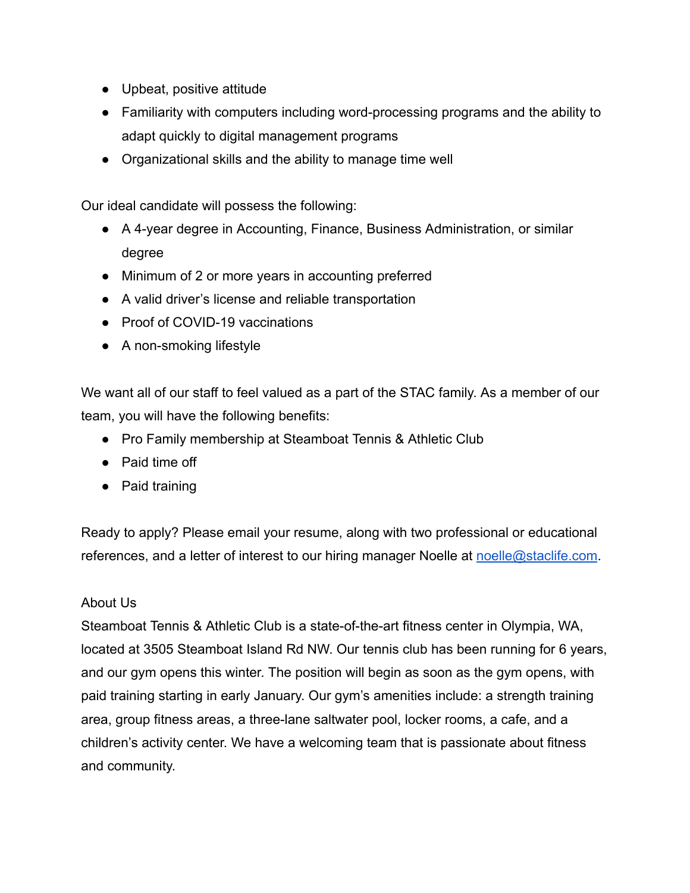- Upbeat, positive attitude
- Familiarity with computers including word-processing programs and the ability to adapt quickly to digital management programs
- Organizational skills and the ability to manage time well

Our ideal candidate will possess the following:

- A 4-year degree in Accounting, Finance, Business Administration, or similar degree
- Minimum of 2 or more years in accounting preferred
- A valid driver's license and reliable transportation
- Proof of COVID-19 vaccinations
- A non-smoking lifestyle

We want all of our staff to feel valued as a part of the STAC family. As a member of our team, you will have the following benefits:

- Pro Family membership at Steamboat Tennis & Athletic Club
- Paid time off
- Paid training

Ready to apply? Please email your resume, along with two professional or educational references, and a letter of interest to our hiring manager Noelle at [noelle@staclife.com](mailto:noelle@staclife.com).

About Us

Steamboat Tennis & Athletic Club is a state-of-the-art fitness center in Olympia, WA, located at 3505 Steamboat Island Rd NW. Our tennis club has been running for 6 years, and our gym opens this winter. The position will begin as soon as the gym opens, with paid training starting in early January. Our gym's amenities include: a strength training area, group fitness areas, a three-lane saltwater pool, locker rooms, a cafe, and a children's activity center. We have a welcoming team that is passionate about fitness and community.